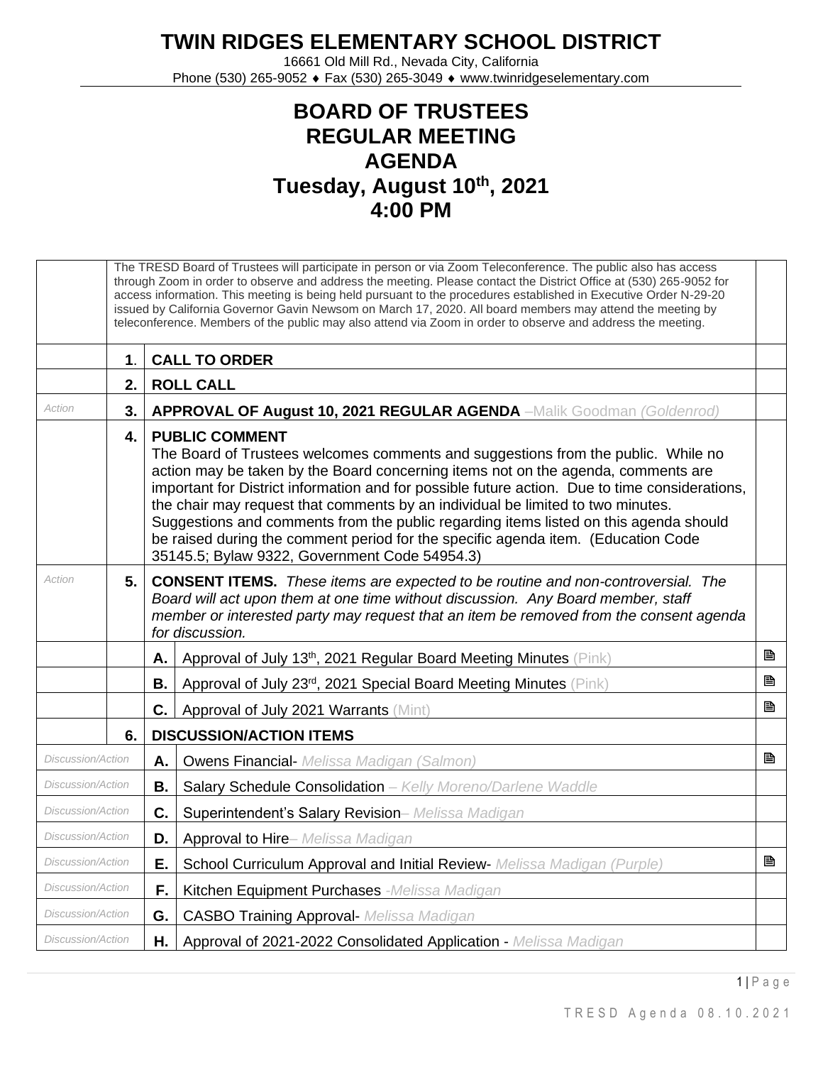# TWIN RIDGES ELEMENTARY SCHOOL DISTRICT

16661 Old Mill Rd., Nevada City, California
Phone (530) 265-9052 ♦ Fax (530) 265-3049 ♦ www.twinridgeselementary.com

## BOARD OF TRUSTEES
## REGULAR MEETING
## AGENDA
## Tuesday, August 10th, 2021
## 4:00 PM

| | | | | |
|---|---|---|---|---|
| | The TRESD Board of Trustees will participate in person or via Zoom Teleconference. The public also has access through Zoom in order to observe and address the meeting. Please contact the District Office at (530) 265-9052 for access information. This meeting is being held pursuant to the procedures established in Executive Order N-29-20 issued by California Governor Gavin Newsom on March 17, 2020. All board members may attend the meeting by teleconference. Members of the public may also attend via Zoom in order to observe and address the meeting. | | | |
| | **1**. | **CALL TO ORDER** | | |
| | **2.** | **ROLL CALL** | | |
| *Action* | **3.** | **APPROVAL OF August 10, 2021 REGULAR AGENDA** –Malik Goodman *(Goldenrod)* | | |
| | **4.** | **PUBLIC COMMENT** The Board of Trustees welcomes comments and suggestions from the public. While no action may be taken by the Board concerning items not on the agenda, comments are important for District information and for possible future action. Due to time considerations, the chair may request that comments by an individual be limited to two minutes. Suggestions and comments from the public regarding items listed on this agenda should be raised during the comment period for the specific agenda item. (Education Code 35145.5; Bylaw 9322, Government Code 54954.3) | | |
| *Action* | **5.** | **CONSENT ITEMS.** *These items are expected to be routine and non-controversial. The Board will act upon them at one time without discussion. Any Board member, staff member or interested party may request that an item be removed from the consent agenda for discussion.* | | |
| | | **A.** | Approval of July 13th, 2021 Regular Board Meeting Minutes (Pink) | 🖹 |
| | | **B.** | Approval of July 23rd, 2021 Special Board Meeting Minutes (Pink) | 🖹 |
| | | **C.** | Approval of July 2021 Warrants (Mint) | 🖹 |
| | **6.** | **DISCUSSION/ACTION ITEMS** | | |
| *Discussion/Action* | | **A.** | Owens Financial- *Melissa Madigan (Salmon)* | 🖹 |
| *Discussion/Action* | | **B.** | Salary Schedule Consolidation *– Kelly Moreno/Darlene Waddle* | |
| *Discussion/Action* | | **C.** | Superintendent's Salary Revision*– Melissa Madigan* | |
| *Discussion/Action* | | **D.** | Approval to Hire*– Melissa Madigan* | |
| *Discussion/Action* | | **E.** | School Curriculum Approval and Initial Review- *Melissa Madigan (Purple)* | 🖹 |
| *Discussion/Action* | | **F.** | Kitchen Equipment Purchases *-Melissa Madigan* | |
| *Discussion/Action* | | **G.** | CASBO Training Approval- *Melissa Madigan* | |
| *Discussion/Action* | | **H.** | Approval of 2021-2022 Consolidated Application - *Melissa Madigan* | |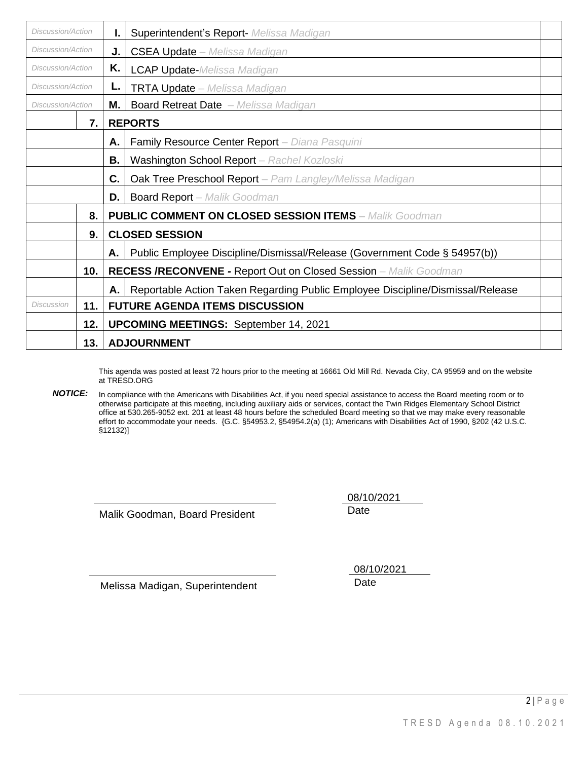| | | | | |
|---|---|---|---|---|
| *Discussion/Action* | | **I.** | Superintendent's Report- *Melissa Madigan* | |
| *Discussion/Action* | | **J.** | CSEA Update – *Melissa Madigan* | |
| *Discussion/Action* | | **K.** | LCAP Update-*Melissa Madigan* | |
| *Discussion/Action* | | **L.** | TRTA Update – *Melissa Madigan* | |
| *Discussion/Action* | | **M.** | Board Retreat Date – *Melissa Madigan* | |
| | **7.** | **REPORTS** | | |
| | | **A.** | Family Resource Center Report – *Diana Pasquini* | |
| | | **B.** | Washington School Report – *Rachel Kozloski* | |
| | | **C.** | Oak Tree Preschool Report – *Pam Langley/Melissa Madigan* | |
| | | **D.** | Board Report – *Malik Goodman* | |
| | **8.** | **PUBLIC COMMENT ON CLOSED SESSION ITEMS** – *Malik Goodman* | | |
| | **9.** | **CLOSED SESSION** | | |
| | | **A.** | Public Employee Discipline/Dismissal/Release (Government Code § 54957(b)) | |
| | **10.** | **RECESS /RECONVENE -** Report Out on Closed Session – *Malik Goodman* | | |
| | | **A.** | Reportable Action Taken Regarding Public Employee Discipline/Dismissal/Release | |
| *Discussion* | **11.** | **FUTURE AGENDA ITEMS DISCUSSION** | | |
| | **12.** | **UPCOMING MEETINGS:** September 14, 2021 | | |
| | **13.** | **ADJOURNMENT** | | |

This agenda was posted at least 72 hours prior to the meeting at 16661 Old Mill Rd. Nevada City, CA 95959 and on the website at TRESD.ORG

***NOTICE:*** In compliance with the Americans with Disabilities Act, if you need special assistance to access the Board meeting room or to otherwise participate at this meeting, including auxiliary aids or services, contact the Twin Ridges Elementary School District office at 530.265-9052 ext. 201 at least 48 hours before the scheduled Board meeting so that we may make every reasonable effort to accommodate your needs. {G.C. §54953.2, §54954.2(a) (1); Americans with Disabilities Act of 1990, §202 (42 U.S.C. §12132)]

Malik Goodman, Board President

08/10/2021
Date

Melissa Madigan, Superintendent

08/10/2021
Date